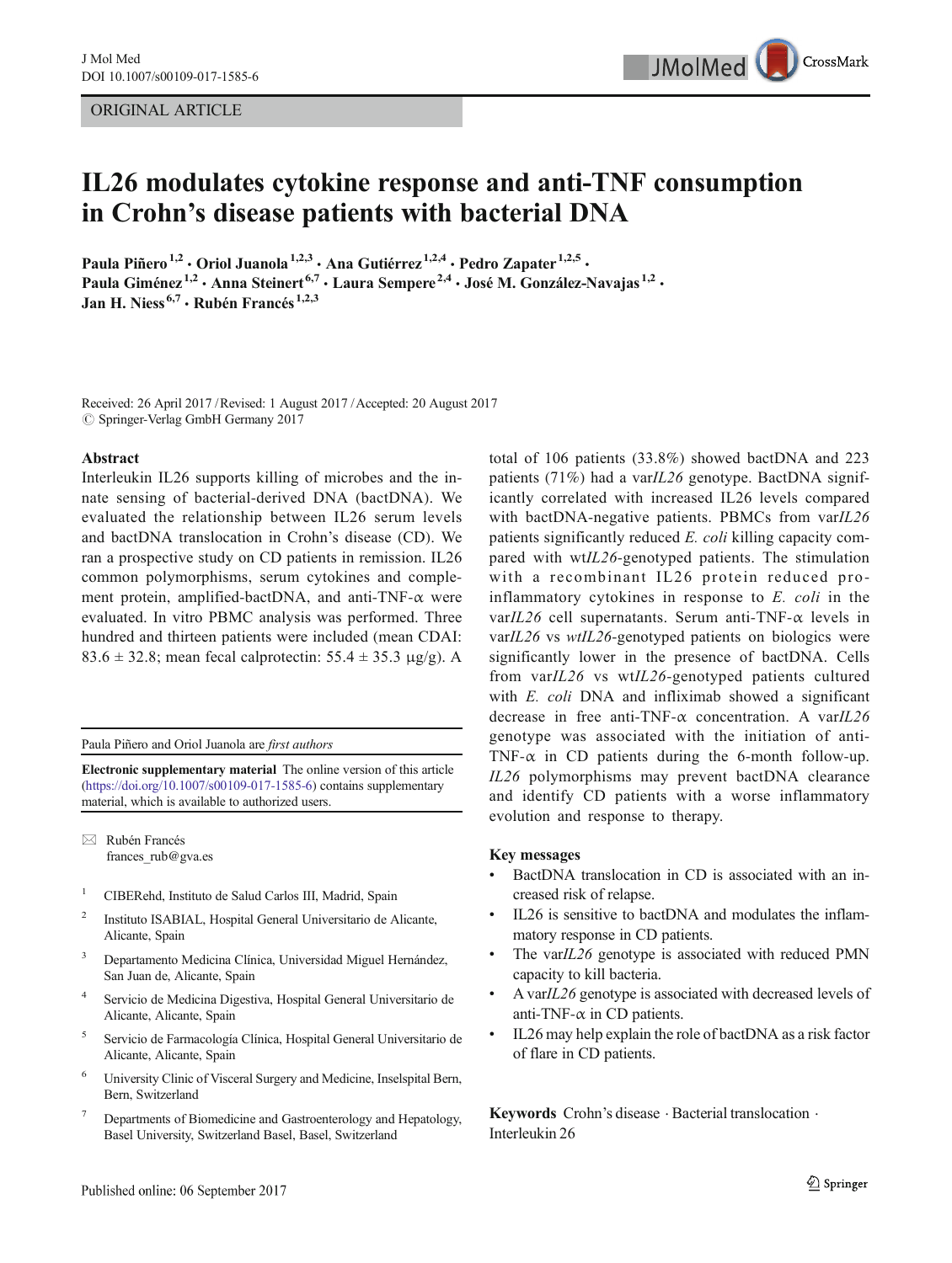ORIGINAL ARTICLE

# IL26 modulates cytokine response and anti-TNF consumption in Crohn's disease patients with bacterial DNA

Paula Piñero[1,2] · Oriol Juanola[1,2,3] · Ana Gutiérrez[1,2,4] · Pedro Zapater[1,2,5] · Paula Giménez[1,2] · Anna Steinert[6,7] · Laura Sempere[2,4] · José M. González-Navajas[1,2] · Jan H. Niess[6,7] · Rubén Francés[1,2,3]

Received: 26 April 2017 / Revised: 1 August 2017 / Accepted: 20 August 2017
© Springer-Verlag GmbH Germany 2017

## Abstract

Interleukin IL26 supports killing of microbes and the innate sensing of bacterial-derived DNA (bactDNA). We evaluated the relationship between IL26 serum levels and bactDNA translocation in Crohn's disease (CD). We ran a prospective study on CD patients in remission. IL26 common polymorphisms, serum cytokines and complement protein, amplified-bactDNA, and anti-TNF-α were evaluated. In vitro PBMC analysis was performed. Three hundred and thirteen patients were included (mean CDAI: 83.6 ± 32.8; mean fecal calprotectin: 55.4 ± 35.3 μg/g). A total of 106 patients (33.8%) showed bactDNA and 223 patients (71%) had a var*IL26* genotype. BactDNA significantly correlated with increased IL26 levels compared with bactDNA-negative patients. PBMCs from var*IL26* patients significantly reduced *E. coli* killing capacity compared with wt*IL26*-genotyped patients. The stimulation with a recombinant IL26 protein reduced pro-inflammatory cytokines in response to *E. coli* in the var*IL26* cell supernatants. Serum anti-TNF-α levels in var*IL26* vs *wtIL26*-genotyped patients on biologics were significantly lower in the presence of bactDNA. Cells from var*IL26* vs wt*IL26*-genotyped patients cultured with *E. coli* DNA and infliximab showed a significant decrease in free anti-TNF-α concentration. A var*IL26* genotype was associated with the initiation of anti-TNF-α in CD patients during the 6-month follow-up. *IL26* polymorphisms may prevent bactDNA clearance and identify CD patients with a worse inflammatory evolution and response to therapy.

## Key messages

- BactDNA translocation in CD is associated with an increased risk of relapse.
- IL26 is sensitive to bactDNA and modulates the inflammatory response in CD patients.
- The var*IL26* genotype is associated with reduced PMN capacity to kill bacteria.
- A var*IL26* genotype is associated with decreased levels of anti-TNF-α in CD patients.
- IL26 may help explain the role of bactDNA as a risk factor of flare in CD patients.

**Keywords** Crohn's disease · Bacterial translocation · Interleukin 26

---

Paula Piñero and Oriol Juanola are *first authors*

**Electronic supplementary material** The online version of this article (https://doi.org/10.1007/s00109-017-1585-6) contains supplementary material, which is available to authorized users.

✉ Rubén Francés
frances_rub@gva.es

1 CIBERehd, Instituto de Salud Carlos III, Madrid, Spain

2 Instituto ISABIAL, Hospital General Universitario de Alicante, Alicante, Spain

3 Departamento Medicina Clínica, Universidad Miguel Hernández, San Juan de, Alicante, Spain

4 Servicio de Medicina Digestiva, Hospital General Universitario de Alicante, Alicante, Spain

5 Servicio de Farmacología Clínica, Hospital General Universitario de Alicante, Alicante, Spain

6 University Clinic of Visceral Surgery and Medicine, Inselspital Bern, Bern, Switzerland

7 Departments of Biomedicine and Gastroenterology and Hepatology, Basel University, Switzerland Basel, Basel, Switzerland

Published online: 06 September 2017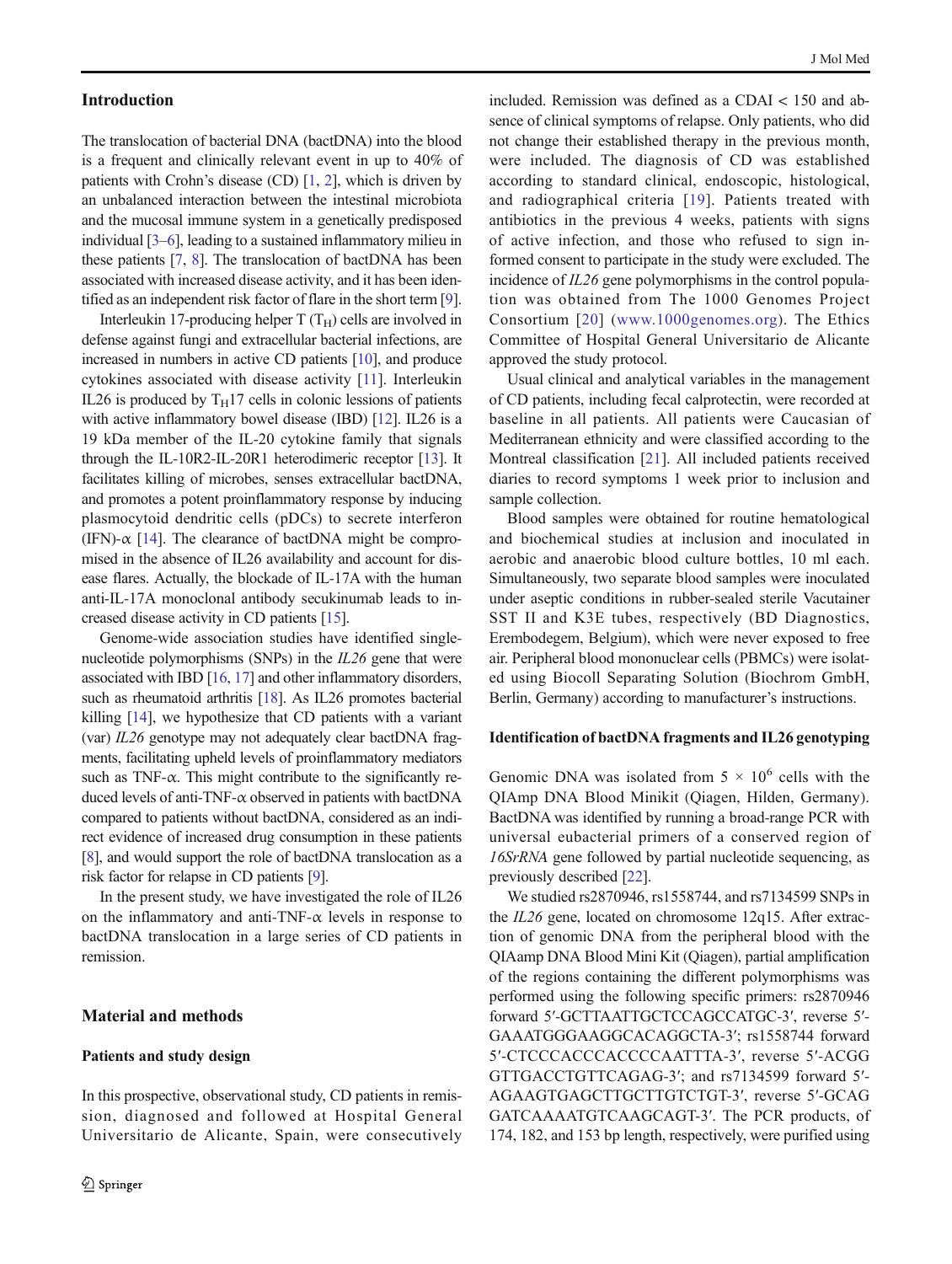## Introduction

The translocation of bacterial DNA (bactDNA) into the blood is a frequent and clinically relevant event in up to 40% of patients with Crohn's disease (CD) [1, 2], which is driven by an unbalanced interaction between the intestinal microbiota and the mucosal immune system in a genetically predisposed individual [3–6], leading to a sustained inflammatory milieu in these patients [7, 8]. The translocation of bactDNA has been associated with increased disease activity, and it has been identified as an independent risk factor of flare in the short term [9].

Interleukin 17-producing helper T ($T_H$) cells are involved in defense against fungi and extracellular bacterial infections, are increased in numbers in active CD patients [10], and produce cytokines associated with disease activity [11]. Interleukin IL26 is produced by $T_H$17 cells in colonic lessions of patients with active inflammatory bowel disease (IBD) [12]. IL26 is a 19 kDa member of the IL-20 cytokine family that signals through the IL-10R2-IL-20R1 heterodimeric receptor [13]. It facilitates killing of microbes, senses extracellular bactDNA, and promotes a potent proinflammatory response by inducing plasmocytoid dendritic cells (pDCs) to secrete interferon (IFN)-α [14]. The clearance of bactDNA might be compromised in the absence of IL26 availability and account for disease flares. Actually, the blockade of IL-17A with the human anti-IL-17A monoclonal antibody secukinumab leads to increased disease activity in CD patients [15].

Genome-wide association studies have identified single-nucleotide polymorphisms (SNPs) in the *IL26* gene that were associated with IBD [16, 17] and other inflammatory disorders, such as rheumatoid arthritis [18]. As IL26 promotes bacterial killing [14], we hypothesize that CD patients with a variant (var) *IL26* genotype may not adequately clear bactDNA fragments, facilitating upheld levels of proinflammatory mediators such as TNF-α. This might contribute to the significantly reduced levels of anti-TNF-α observed in patients with bactDNA compared to patients without bactDNA, considered as an indirect evidence of increased drug consumption in these patients [8], and would support the role of bactDNA translocation as a risk factor for relapse in CD patients [9].

In the present study, we have investigated the role of IL26 on the inflammatory and anti-TNF-α levels in response to bactDNA translocation in a large series of CD patients in remission.

## Material and methods

### Patients and study design

In this prospective, observational study, CD patients in remission, diagnosed and followed at Hospital General Universitario de Alicante, Spain, were consecutively included. Remission was defined as a CDAI < 150 and absence of clinical symptoms of relapse. Only patients, who did not change their established therapy in the previous month, were included. The diagnosis of CD was established according to standard clinical, endoscopic, histological, and radiographical criteria [19]. Patients treated with antibiotics in the previous 4 weeks, patients with signs of active infection, and those who refused to sign informed consent to participate in the study were excluded. The incidence of *IL26* gene polymorphisms in the control population was obtained from The 1000 Genomes Project Consortium [20] (www.1000genomes.org). The Ethics Committee of Hospital General Universitario de Alicante approved the study protocol.

Usual clinical and analytical variables in the management of CD patients, including fecal calprotectin, were recorded at baseline in all patients. All patients were Caucasian of Mediterranean ethnicity and were classified according to the Montreal classification [21]. All included patients received diaries to record symptoms 1 week prior to inclusion and sample collection.

Blood samples were obtained for routine hematological and biochemical studies at inclusion and inoculated in aerobic and anaerobic blood culture bottles, 10 ml each. Simultaneously, two separate blood samples were inoculated under aseptic conditions in rubber-sealed sterile Vacutainer SST II and K3E tubes, respectively (BD Diagnostics, Erembodegem, Belgium), which were never exposed to free air. Peripheral blood mononuclear cells (PBMCs) were isolated using Biocoll Separating Solution (Biochrom GmbH, Berlin, Germany) according to manufacturer's instructions.

### Identification of bactDNA fragments and IL26 genotyping

Genomic DNA was isolated from $5 \times 10^6$ cells with the QIAmp DNA Blood Minikit (Qiagen, Hilden, Germany). BactDNA was identified by running a broad-range PCR with universal eubacterial primers of a conserved region of *16SrRNA* gene followed by partial nucleotide sequencing, as previously described [22].

We studied rs2870946, rs1558744, and rs7134599 SNPs in the *IL26* gene, located on chromosome 12q15. After extraction of genomic DNA from the peripheral blood with the QIAamp DNA Blood Mini Kit (Qiagen), partial amplification of the regions containing the different polymorphisms was performed using the following specific primers: rs2870946 forward 5′-GCTTAATTGCTCCAGCCATGC-3′, reverse 5′-GAAATGGGAAGGCACAGGCTA-3′; rs1558744 forward 5′-CTCCCACCCACCCCAATTTA-3′, reverse 5′-ACGGGTTGACCTGTTCAGAG-3′; and rs7134599 forward 5′-AGAAGTGAGCTTGCTTGTCTGT-3′, reverse 5′-GCAGGATCAAAATGTCAAGCAGT-3′. The PCR products, of 174, 182, and 153 bp length, respectively, were purified using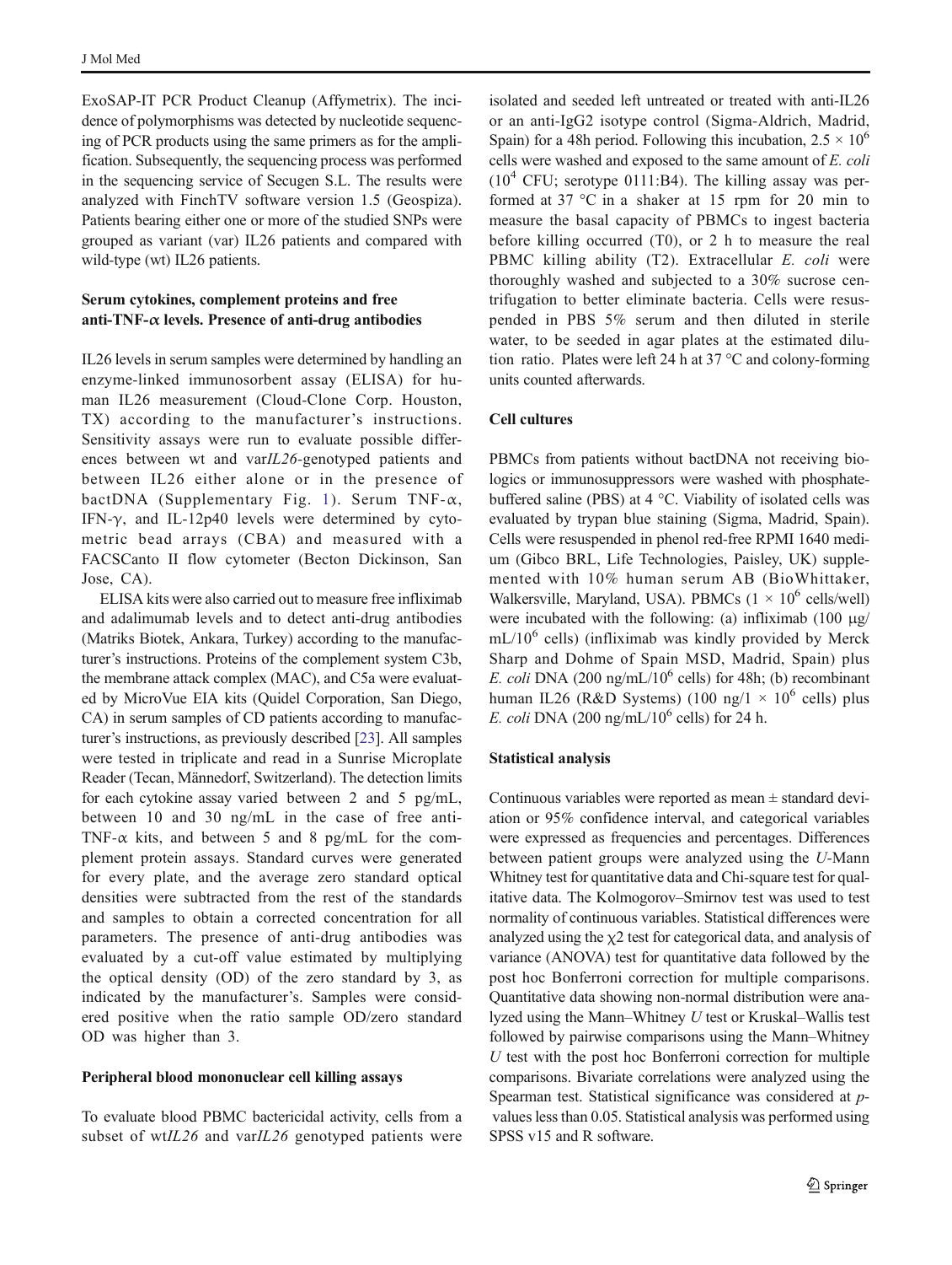ExoSAP-IT PCR Product Cleanup (Affymetrix). The incidence of polymorphisms was detected by nucleotide sequencing of PCR products using the same primers as for the amplification. Subsequently, the sequencing process was performed in the sequencing service of Secugen S.L. The results were analyzed with FinchTV software version 1.5 (Geospiza). Patients bearing either one or more of the studied SNPs were grouped as variant (var) IL26 patients and compared with wild-type (wt) IL26 patients.

### Serum cytokines, complement proteins and free anti-TNF-α levels. Presence of anti-drug antibodies

IL26 levels in serum samples were determined by handling an enzyme-linked immunosorbent assay (ELISA) for human IL26 measurement (Cloud-Clone Corp. Houston, TX) according to the manufacturer's instructions. Sensitivity assays were run to evaluate possible differences between wt and var*IL26*-genotyped patients and between IL26 either alone or in the presence of bactDNA (Supplementary Fig. 1). Serum TNF-α, IFN-γ, and IL-12p40 levels were determined by cytometric bead arrays (CBA) and measured with a FACSCanto II flow cytometer (Becton Dickinson, San Jose, CA).

ELISA kits were also carried out to measure free infliximab and adalimumab levels and to detect anti-drug antibodies (Matriks Biotek, Ankara, Turkey) according to the manufacturer's instructions. Proteins of the complement system C3b, the membrane attack complex (MAC), and C5a were evaluated by MicroVue EIA kits (Quidel Corporation, San Diego, CA) in serum samples of CD patients according to manufacturer's instructions, as previously described [23]. All samples were tested in triplicate and read in a Sunrise Microplate Reader (Tecan, Männedorf, Switzerland). The detection limits for each cytokine assay varied between 2 and 5 pg/mL, between 10 and 30 ng/mL in the case of free anti-TNF-α kits, and between 5 and 8 pg/mL for the complement protein assays. Standard curves were generated for every plate, and the average zero standard optical densities were subtracted from the rest of the standards and samples to obtain a corrected concentration for all parameters. The presence of anti-drug antibodies was evaluated by a cut-off value estimated by multiplying the optical density (OD) of the zero standard by 3, as indicated by the manufacturer's. Samples were considered positive when the ratio sample OD/zero standard OD was higher than 3.

### Peripheral blood mononuclear cell killing assays

To evaluate blood PBMC bactericidal activity, cells from a subset of wt*IL26* and var*IL26* genotyped patients were isolated and seeded left untreated or treated with anti-IL26 or an anti-IgG2 isotype control (Sigma-Aldrich, Madrid, Spain) for a 48h period. Following this incubation, $2.5 \times 10^6$ cells were washed and exposed to the same amount of *E. coli* ($10^4$ CFU; serotype 0111:B4). The killing assay was performed at 37 °C in a shaker at 15 rpm for 20 min to measure the basal capacity of PBMCs to ingest bacteria before killing occurred (T0), or 2 h to measure the real PBMC killing ability (T2). Extracellular *E. coli* were thoroughly washed and subjected to a 30% sucrose centrifugation to better eliminate bacteria. Cells were resuspended in PBS 5% serum and then diluted in sterile water, to be seeded in agar plates at the estimated dilution ratio. Plates were left 24 h at 37 °C and colony-forming units counted afterwards.

### Cell cultures

PBMCs from patients without bactDNA not receiving biologics or immunosuppressors were washed with phosphate-buffered saline (PBS) at 4 °C. Viability of isolated cells was evaluated by trypan blue staining (Sigma, Madrid, Spain). Cells were resuspended in phenol red-free RPMI 1640 medium (Gibco BRL, Life Technologies, Paisley, UK) supplemented with 10% human serum AB (BioWhittaker, Walkersville, Maryland, USA). PBMCs ($1 \times 10^6$ cells/well) were incubated with the following: (a) infliximab (100 μg/mL/$10^6$ cells) (infliximab was kindly provided by Merck Sharp and Dohme of Spain MSD, Madrid, Spain) plus *E. coli* DNA (200 ng/mL/$10^6$ cells) for 48h; (b) recombinant human IL26 (R&D Systems) (100 ng/1 × $10^6$ cells) plus *E. coli* DNA (200 ng/mL/$10^6$ cells) for 24 h.

### Statistical analysis

Continuous variables were reported as mean ± standard deviation or 95% confidence interval, and categorical variables were expressed as frequencies and percentages. Differences between patient groups were analyzed using the *U*-Mann Whitney test for quantitative data and Chi-square test for qualitative data. The Kolmogorov–Smirnov test was used to test normality of continuous variables. Statistical differences were analyzed using the $\chi 2$ test for categorical data, and analysis of variance (ANOVA) test for quantitative data followed by the post hoc Bonferroni correction for multiple comparisons. Quantitative data showing non-normal distribution were analyzed using the Mann–Whitney *U* test or Kruskal–Wallis test followed by pairwise comparisons using the Mann–Whitney *U* test with the post hoc Bonferroni correction for multiple comparisons. Bivariate correlations were analyzed using the Spearman test. Statistical significance was considered at *p*-values less than 0.05. Statistical analysis was performed using SPSS v15 and R software.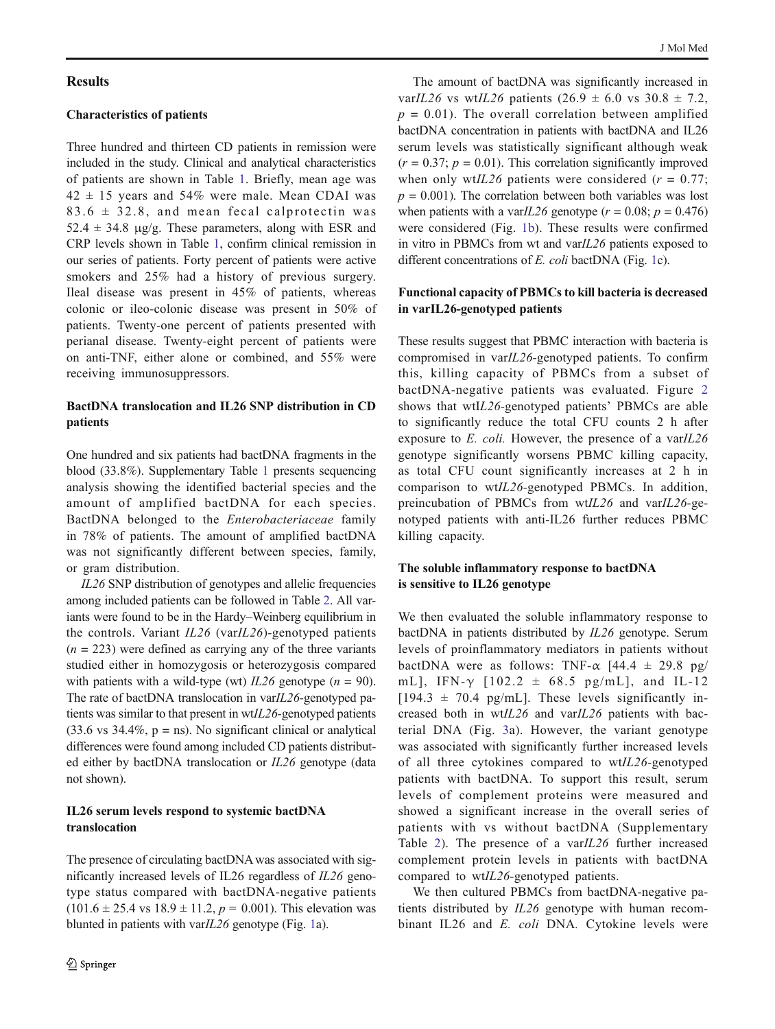## Results

### Characteristics of patients

Three hundred and thirteen CD patients in remission were included in the study. Clinical and analytical characteristics of patients are shown in Table 1. Briefly, mean age was $42 \pm 15$ years and 54% were male. Mean CDAI was $83.6 \pm 32.8$, and mean fecal calprotectin was $52.4 \pm 34.8$ μg/g. These parameters, along with ESR and CRP levels shown in Table 1, confirm clinical remission in our series of patients. Forty percent of patients were active smokers and 25% had a history of previous surgery. Ileal disease was present in 45% of patients, whereas colonic or ileo-colonic disease was present in 50% of patients. Twenty-one percent of patients presented with perianal disease. Twenty-eight percent of patients were on anti-TNF, either alone or combined, and 55% were receiving immunosuppressors.

### BactDNA translocation and IL26 SNP distribution in CD patients

One hundred and six patients had bactDNA fragments in the blood (33.8%). Supplementary Table 1 presents sequencing analysis showing the identified bacterial species and the amount of amplified bactDNA for each species. BactDNA belonged to the *Enterobacteriaceae* family in 78% of patients. The amount of amplified bactDNA was not significantly different between species, family, or gram distribution.

*IL26* SNP distribution of genotypes and allelic frequencies among included patients can be followed in Table 2. All variants were found to be in the Hardy–Weinberg equilibrium in the controls. Variant *IL26* (var*IL26*)-genotyped patients ($n = 223$) were defined as carrying any of the three variants studied either in homozygosis or heterozygosis compared with patients with a wild-type (wt) *IL26* genotype ($n = 90$). The rate of bactDNA translocation in var*IL26*-genotyped patients was similar to that present in wt*IL26*-genotyped patients (33.6 vs 34.4%, p = ns). No significant clinical or analytical differences were found among included CD patients distributed either by bactDNA translocation or *IL26* genotype (data not shown).

### IL26 serum levels respond to systemic bactDNA translocation

The presence of circulating bactDNA was associated with significantly increased levels of IL26 regardless of *IL26* genotype status compared with bactDNA-negative patients ($101.6 \pm 25.4$ vs $18.9 \pm 11.2$, $p = 0.001$). This elevation was blunted in patients with var*IL26* genotype (Fig. 1a).

The amount of bactDNA was significantly increased in var*IL26* vs wt*IL26* patients ($26.9 \pm 6.0$ vs $30.8 \pm 7.2$, $p = 0.01$). The overall correlation between amplified bactDNA concentration in patients with bactDNA and IL26 serum levels was statistically significant although weak ($r = 0.37$; $p = 0.01$). This correlation significantly improved when only wt*IL26* patients were considered ($r = 0.77$; $p = 0.001$). The correlation between both variables was lost when patients with a var*IL26* genotype ($r = 0.08$; $p = 0.476$) were considered (Fig. 1b). These results were confirmed in vitro in PBMCs from wt and var*IL26* patients exposed to different concentrations of *E. coli* bactDNA (Fig. 1c).

### Functional capacity of PBMCs to kill bacteria is decreased in varIL26-genotyped patients

These results suggest that PBMC interaction with bacteria is compromised in var*IL26*-genotyped patients. To confirm this, killing capacity of PBMCs from a subset of bactDNA-negative patients was evaluated. Figure 2 shows that wt*IL26*-genotyped patients' PBMCs are able to significantly reduce the total CFU counts 2 h after exposure to *E. coli.* However, the presence of a var*IL26* genotype significantly worsens PBMC killing capacity, as total CFU count significantly increases at 2 h in comparison to wt*IL26*-genotyped PBMCs. In addition, preincubation of PBMCs from wt*IL26* and var*IL26*-genotyped patients with anti-IL26 further reduces PBMC killing capacity.

### The soluble inflammatory response to bactDNA is sensitive to IL26 genotype

We then evaluated the soluble inflammatory response to bactDNA in patients distributed by *IL26* genotype. Serum levels of proinflammatory mediators in patients without bactDNA were as follows: TNF-α [$44.4 \pm 29.8$ pg/mL], IFN-γ [$102.2 \pm 68.5$ pg/mL], and IL-12 [$194.3 \pm 70.4$ pg/mL]. These levels significantly increased both in wt*IL26* and var*IL26* patients with bacterial DNA (Fig. 3a). However, the variant genotype was associated with significantly further increased levels of all three cytokines compared to wt*IL26*-genotyped patients with bactDNA. To support this result, serum levels of complement proteins were measured and showed a significant increase in the overall series of patients with vs without bactDNA (Supplementary Table 2). The presence of a var*IL26* further increased complement protein levels in patients with bactDNA compared to wt*IL26*-genotyped patients.

We then cultured PBMCs from bactDNA-negative patients distributed by *IL26* genotype with human recombinant IL26 and *E. coli* DNA. Cytokine levels were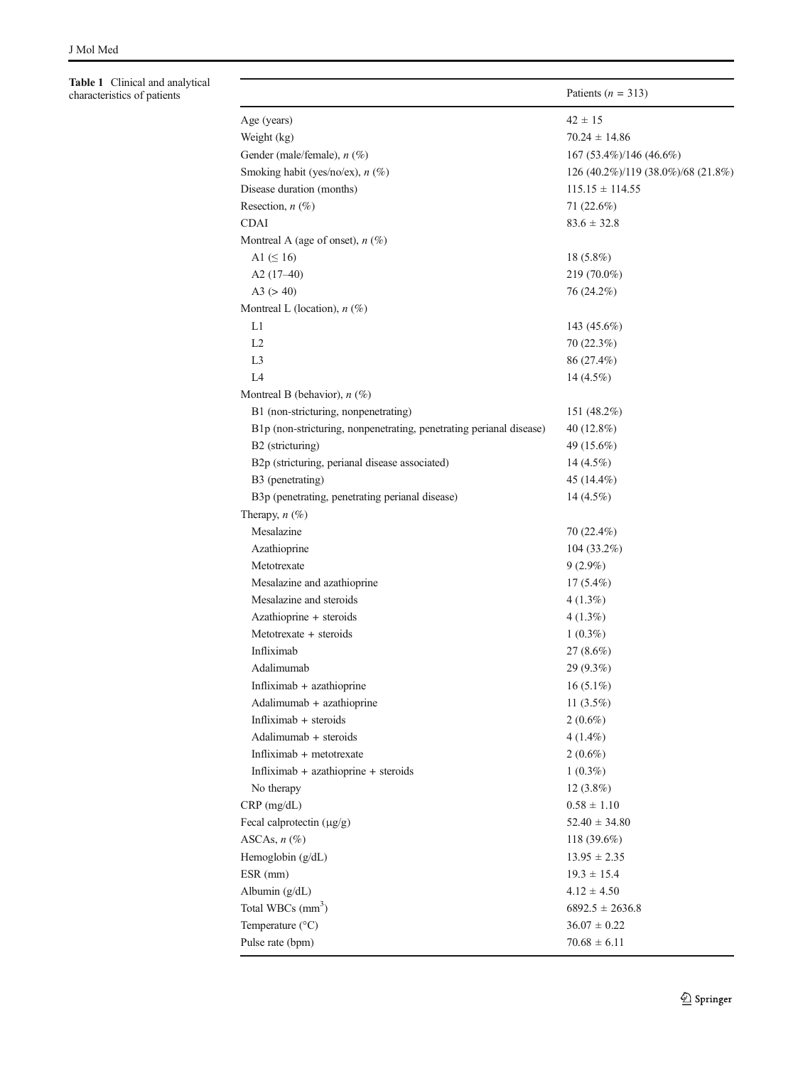**Table 1** Clinical and analytical characteristics of patients

| | Patients ($n$ = 313) |
|---|---|
| Age (years) | 42 ± 15 |
| Weight (kg) | 70.24 ± 14.86 |
| Gender (male/female), $n$ (%) | 167 (53.4%)/146 (46.6%) |
| Smoking habit (yes/no/ex), $n$ (%) | 126 (40.2%)/119 (38.0%)/68 (21.8%) |
| Disease duration (months) | 115.15 ± 114.55 |
| Resection, $n$ (%) | 71 (22.6%) |
| CDAI | 83.6 ± 32.8 |
| Montreal A (age of onset), $n$ (%) | |
| A1 (≤ 16) | 18 (5.8%) |
| A2 (17–40) | 219 (70.0%) |
| A3 (> 40) | 76 (24.2%) |
| Montreal L (location), $n$ (%) | |
| L1 | 143 (45.6%) |
| L2 | 70 (22.3%) |
| L3 | 86 (27.4%) |
| L4 | 14 (4.5%) |
| Montreal B (behavior), $n$ (%) | |
| B1 (non-stricturing, nonpenetrating) | 151 (48.2%) |
| B1p (non-stricturing, nonpenetrating, penetrating perianal disease) | 40 (12.8%) |
| B2 (stricturing) | 49 (15.6%) |
| B2p (stricturing, perianal disease associated) | 14 (4.5%) |
| B3 (penetrating) | 45 (14.4%) |
| B3p (penetrating, penetrating perianal disease) | 14 (4.5%) |
| Therapy, $n$ (%) | |
| Mesalazine | 70 (22.4%) |
| Azathioprine | 104 (33.2%) |
| Metotrexate | 9 (2.9%) |
| Mesalazine and azathioprine | 17 (5.4%) |
| Mesalazine and steroids | 4 (1.3%) |
| Azathioprine + steroids | 4 (1.3%) |
| Metotrexate + steroids | 1 (0.3%) |
| Infliximab | 27 (8.6%) |
| Adalimumab | 29 (9.3%) |
| Infliximab + azathioprine | 16 (5.1%) |
| Adalimumab + azathioprine | 11 (3.5%) |
| Infliximab + steroids | 2 (0.6%) |
| Adalimumab + steroids | 4 (1.4%) |
| Infliximab + metotrexate | 2 (0.6%) |
| Infliximab + azathioprine + steroids | 1 (0.3%) |
| No therapy | 12 (3.8%) |
| CRP (mg/dL) | 0.58 ± 1.10 |
| Fecal calprotectin (μg/g) | 52.40 ± 34.80 |
| ASCAs, $n$ (%) | 118 (39.6%) |
| Hemoglobin (g/dL) | 13.95 ± 2.35 |
| ESR (mm) | 19.3 ± 15.4 |
| Albumin (g/dL) | 4.12 ± 4.50 |
| Total WBCs ($mm^3$) | 6892.5 ± 2636.8 |
| Temperature (°C) | 36.07 ± 0.22 |
| Pulse rate (bpm) | 70.68 ± 6.11 |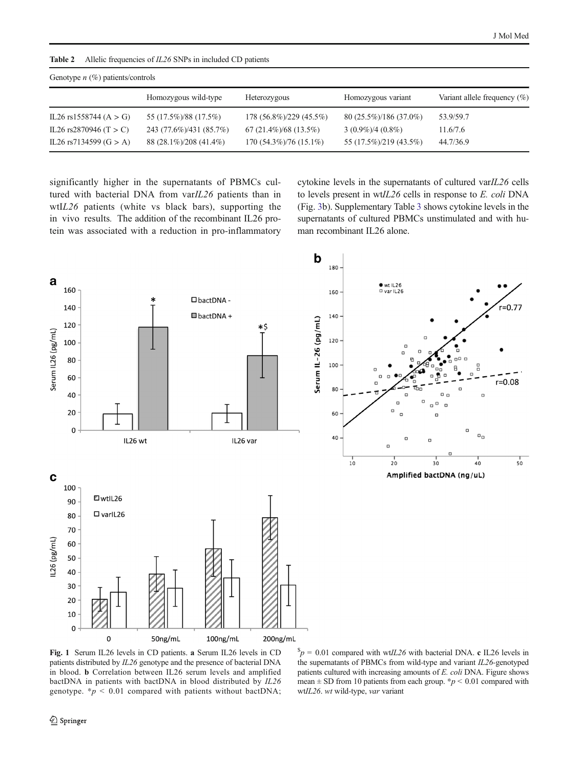**Table 2** Allelic frequencies of *IL26* SNPs in included CD patients

| Genotype *n* (%) patients/controls | | | | |
|---|---|---|---|---|
| | Homozygous wild-type | Heterozygous | Homozygous variant | Variant allele frequency (%) |
| IL26 rs1558744 (A > G) | 55 (17.5%)/88 (17.5%) | 178 (56.8%)/229 (45.5%) | 80 (25.5%)/186 (37.0%) | 53.9/59.7 |
| IL26 rs2870946 (T > C) | 243 (77.6%)/431 (85.7%) | 67 (21.4%)/68 (13.5%) | 3 (0.9%)/4 (0.8%) | 11.6/7.6 |
| IL26 rs7134599 (G > A) | 88 (28.1%)/208 (41.4%) | 170 (54.3%)/76 (15.1%) | 55 (17.5%)/219 (43.5%) | 44.7/36.9 |

significantly higher in the supernatants of PBMCs cultured with bacterial DNA from var*IL26* patients than in wt*IL26* patients (white vs black bars), supporting the in vivo results. The addition of the recombinant IL26 protein was associated with a reduction in pro-inflammatory cytokine levels in the supernatants of cultured var*IL26* cells to levels present in wt*IL26* cells in response to *E. coli* DNA (Fig. 3b). Supplementary Table 3 shows cytokine levels in the supernatants of cultured PBMCs unstimulated and with human recombinant IL26 alone.

**Fig. 1** Serum IL26 levels in CD patients. **a** Serum IL26 levels in CD patients distributed by *IL26* genotype and the presence of bacterial DNA in blood. **b** Correlation between IL26 serum levels and amplified bactDNA in patients with bactDNA in blood distributed by *IL26* genotype. *$p < 0.01$ compared with patients without bactDNA; $^{\$}p = 0.01$ compared with wt*IL26* with bacterial DNA. **c** IL26 levels in the supernatants of PBMCs from wild-type and variant *IL26*-genotyped patients cultured with increasing amounts of *E. coli* DNA. Figure shows mean ± SD from 10 patients from each group. *$p < 0.01$ compared with wt*IL26*. *wt* wild-type, *var* variant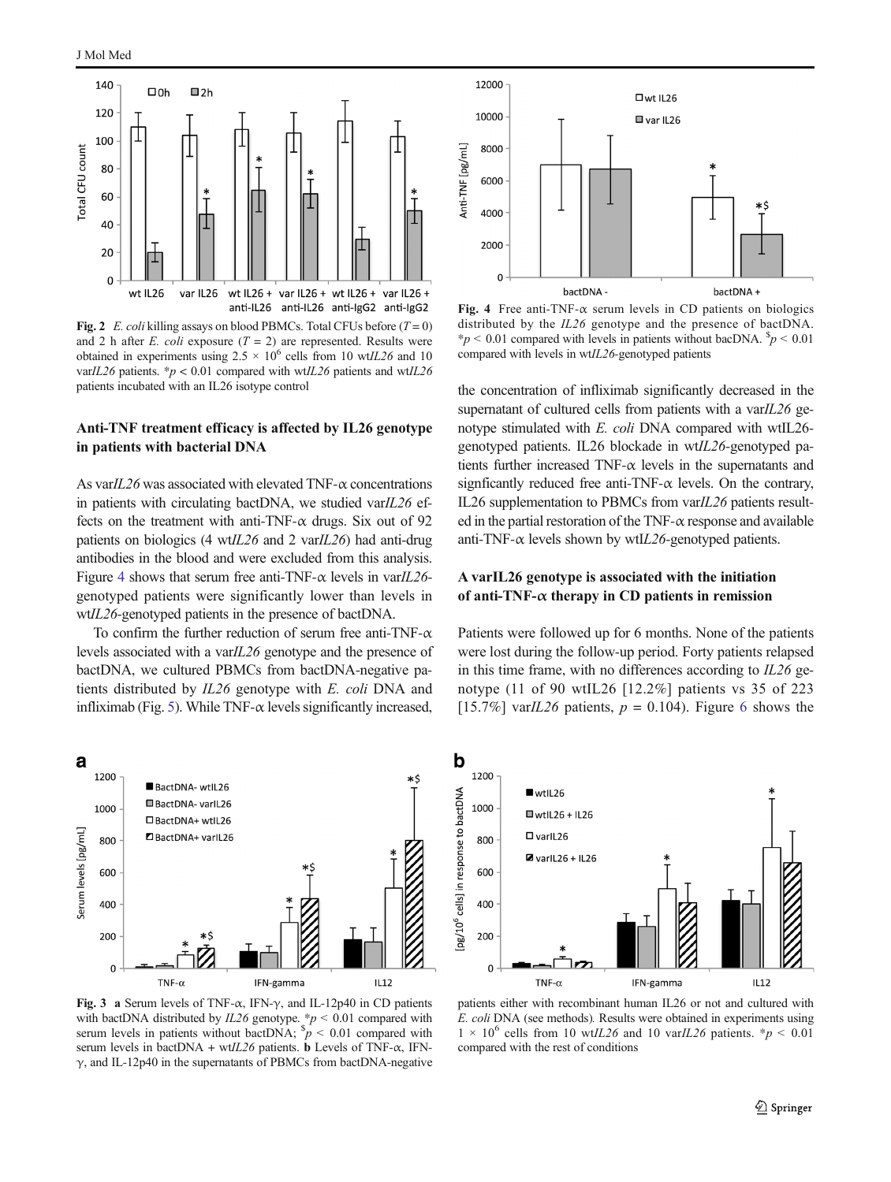Fig. 2 *E. coli* killing assays on blood PBMCs. Total CFUs before ($T = 0$) and 2 h after *E. coli* exposure ($T = 2$) are represented. Results were obtained in experiments using $2.5 \times 10^6$ cells from 10 wt*IL26* and 10 var*IL26* patients. *$p < 0.01$ compared with wt*IL26* patients and wt*IL26* patients incubated with an IL26 isotype control

Fig. 4 Free anti-TNF-α serum levels in CD patients on biologics distributed by the *IL26* genotype and the presence of bactDNA. *$p < 0.01$ compared with levels in patients without bacDNA. $^{\$}p < 0.01$ compared with levels in wt*IL26*-genotyped patients

### Anti-TNF treatment efficacy is affected by IL26 genotype in patients with bacterial DNA

As var*IL26* was associated with elevated TNF-α concentrations in patients with circulating bactDNA, we studied var*IL26* effects on the treatment with anti-TNF-α drugs. Six out of 92 patients on biologics (4 wt*IL26* and 2 var*IL26*) had anti-drug antibodies in the blood and were excluded from this analysis. Figure 4 shows that serum free anti-TNF-α levels in var*IL26*-genotyped patients were significantly lower than levels in wt*IL26*-genotyped patients in the presence of bactDNA.

To confirm the further reduction of serum free anti-TNF-α levels associated with a var*IL26* genotype and the presence of bactDNA, we cultured PBMCs from bactDNA-negative patients distributed by *IL26* genotype with *E. coli* DNA and infliximab (Fig. 5). While TNF-α levels significantly increased, the concentration of infliximab significantly decreased in the supernatant of cultured cells from patients with a var*IL26* genotype stimulated with *E. coli* DNA compared with wtIL26-genotyped patients. IL26 blockade in wt*IL26*-genotyped patients further increased TNF-α levels in the supernatants and signficantly reduced free anti-TNF-α levels. On the contrary, IL26 supplementation to PBMCs from var*IL26* patients resulted in the partial restoration of the TNF-α response and available anti-TNF-α levels shown by wt*IL26*-genotyped patients.

### A varIL26 genotype is associated with the initiation of anti-TNF-α therapy in CD patients in remission

Patients were followed up for 6 months. None of the patients were lost during the follow-up period. Forty patients relapsed in this time frame, with no differences according to *IL26* genotype (11 of 90 wtIL26 [12.2%] patients vs 35 of 223 [15.7%] var*IL26* patients, $p = 0.104$). Figure 6 shows the

Fig. 3 **a** Serum levels of TNF-α, IFN-γ, and IL-12p40 in CD patients with bactDNA distributed by *IL26* genotype. *$p < 0.01$ compared with serum levels in patients without bactDNA; $^{\$}p < 0.01$ compared with serum levels in bactDNA + wt*IL26* patients. **b** Levels of TNF-α, IFN-γ, and IL-12p40 in the supernatants of PBMCs from bactDNA-negative patients either with recombinant human IL26 or not and cultured with *E. coli* DNA (see methods). Results were obtained in experiments using $1 \times 10^6$ cells from 10 wt*IL26* and 10 var*IL26* patients. *$p < 0.01$ compared with the rest of conditions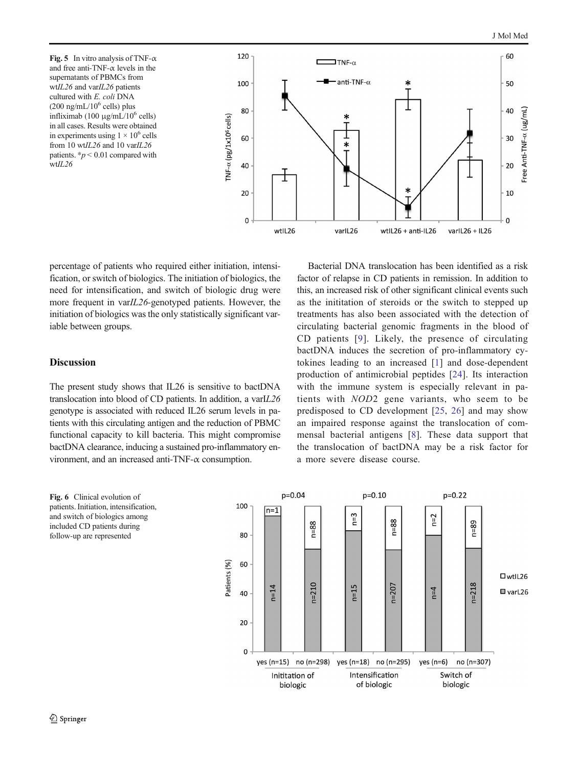**Fig. 5** In vitro analysis of TNF-α and free anti-TNF-α levels in the supernatants of PBMCs from wt*IL26* and var*IL26* patients cultured with *E. coli* DNA (200 ng/mL/$10^6$ cells) plus infliximab (100 μg/mL/$10^6$ cells) in all cases. Results were obtained in experiments using $1 \times 10^6$ cells from 10 wt*IL26* and 10 var*IL26* patients. *$p < 0.01$ compared with wt*IL26*

percentage of patients who required either initiation, intensification, or switch of biologics. The initiation of biologics, the need for intensification, and switch of biologic drug were more frequent in var*IL26*-genotyped patients. However, the initiation of biologics was the only statistically significant variable between groups.

## Discussion

The present study shows that IL26 is sensitive to bactDNA translocation into blood of CD patients. In addition, a var*IL26* genotype is associated with reduced IL26 serum levels in patients with this circulating antigen and the reduction of PBMC functional capacity to kill bacteria. This might compromise bactDNA clearance, inducing a sustained pro-inflammatory environment, and an increased anti-TNF-α consumption.

Bacterial DNA translocation has been identified as a risk factor of relapse in CD patients in remission. In addition to this, an increased risk of other significant clinical events such as the inititation of steroids or the switch to stepped up treatments has also been associated with the detection of circulating bacterial genomic fragments in the blood of CD patients [9]. Likely, the presence of circulating bactDNA induces the secretion of pro-inflammatory cytokines leading to an increased [1] and dose-dependent production of antimicrobial peptides [24]. Its interaction with the immune system is especially relevant in patients with *NOD2* gene variants, who seem to be predisposed to CD development [25, 26] and may show an impaired response against the translocation of commensal bacterial antigens [8]. These data support that the translocation of bactDNA may be a risk factor for a more severe disease course.

**Fig. 6** Clinical evolution of patients. Initiation, intensification, and switch of biologics among included CD patients during follow-up are represented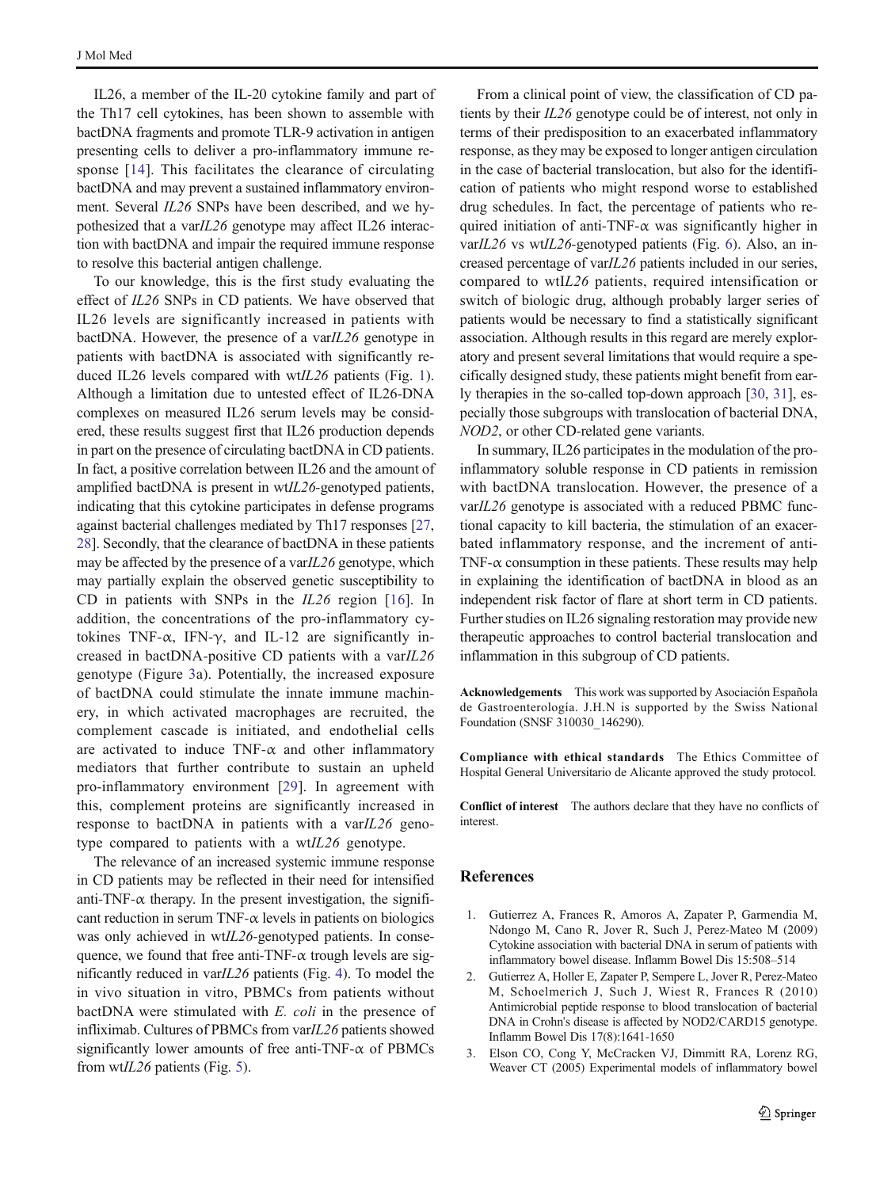IL26, a member of the IL-20 cytokine family and part of the Th17 cell cytokines, has been shown to assemble with bactDNA fragments and promote TLR-9 activation in antigen presenting cells to deliver a pro-inflammatory immune response [14]. This facilitates the clearance of circulating bactDNA and may prevent a sustained inflammatory environment. Several *IL26* SNPs have been described, and we hypothesized that a var*IL26* genotype may affect IL26 interaction with bactDNA and impair the required immune response to resolve this bacterial antigen challenge.

To our knowledge, this is the first study evaluating the effect of *IL26* SNPs in CD patients. We have observed that IL26 levels are significantly increased in patients with bactDNA. However, the presence of a var*IL26* genotype in patients with bactDNA is associated with significantly reduced IL26 levels compared with wt*IL26* patients (Fig. 1). Although a limitation due to untested effect of IL26-DNA complexes on measured IL26 serum levels may be considered, these results suggest first that IL26 production depends in part on the presence of circulating bactDNA in CD patients. In fact, a positive correlation between IL26 and the amount of amplified bactDNA is present in wt*IL26*-genotyped patients, indicating that this cytokine participates in defense programs against bacterial challenges mediated by Th17 responses [27, 28]. Secondly, that the clearance of bactDNA in these patients may be affected by the presence of a var*IL26* genotype, which may partially explain the observed genetic susceptibility to CD in patients with SNPs in the *IL26* region [16]. In addition, the concentrations of the pro-inflammatory cytokines TNF-α, IFN-γ, and IL-12 are significantly increased in bactDNA-positive CD patients with a var*IL26* genotype (Figure 3a). Potentially, the increased exposure of bactDNA could stimulate the innate immune machinery, in which activated macrophages are recruited, the complement cascade is initiated, and endothelial cells are activated to induce TNF-α and other inflammatory mediators that further contribute to sustain an upheld pro-inflammatory environment [29]. In agreement with this, complement proteins are significantly increased in response to bactDNA in patients with a var*IL26* genotype compared to patients with a wt*IL26* genotype.

The relevance of an increased systemic immune response in CD patients may be reflected in their need for intensified anti-TNF-α therapy. In the present investigation, the significant reduction in serum TNF-α levels in patients on biologics was only achieved in wt*IL26*-genotyped patients. In consequence, we found that free anti-TNF-α trough levels are significantly reduced in var*IL26* patients (Fig. 4). To model the in vivo situation in vitro, PBMCs from patients without bactDNA were stimulated with *E. coli* in the presence of infliximab. Cultures of PBMCs from var*IL26* patients showed significantly lower amounts of free anti-TNF-α of PBMCs from wt*IL26* patients (Fig. 5).

From a clinical point of view, the classification of CD patients by their *IL26* genotype could be of interest, not only in terms of their predisposition to an exacerbated inflammatory response, as they may be exposed to longer antigen circulation in the case of bacterial translocation, but also for the identification of patients who might respond worse to established drug schedules. In fact, the percentage of patients who required initiation of anti-TNF-α was significantly higher in var*IL26* vs wt*IL26*-genotyped patients (Fig. 6). Also, an increased percentage of var*IL26* patients included in our series, compared to wtIL26 patients, required intensification or switch of biologic drug, although probably larger series of patients would be necessary to find a statistically significant association. Although results in this regard are merely exploratory and present several limitations that would require a specifically designed study, these patients might benefit from early therapies in the so-called top-down approach [30, 31], especially those subgroups with translocation of bacterial DNA, *NOD2*, or other CD-related gene variants.

In summary, IL26 participates in the modulation of the pro-inflammatory soluble response in CD patients in remission with bactDNA translocation. However, the presence of a var*IL26* genotype is associated with a reduced PBMC functional capacity to kill bacteria, the stimulation of an exacerbated inflammatory response, and the increment of anti-TNF-α consumption in these patients. These results may help in explaining the identification of bactDNA in blood as an independent risk factor of flare at short term in CD patients. Further studies on IL26 signaling restoration may provide new therapeutic approaches to control bacterial translocation and inflammation in this subgroup of CD patients.

**Acknowledgements** This work was supported by Asociación Española de Gastroenterología. J.H.N is supported by the Swiss National Foundation (SNSF 310030_146290).

**Compliance with ethical standards** The Ethics Committee of Hospital General Universitario de Alicante approved the study protocol.

**Conflict of interest** The authors declare that they have no conflicts of interest.

## References

1. Gutierrez A, Frances R, Amoros A, Zapater P, Garmendia M, Ndongo M, Cano R, Jover R, Such J, Perez-Mateo M (2009) Cytokine association with bacterial DNA in serum of patients with inflammatory bowel disease. Inflamm Bowel Dis 15:508–514
2. Gutierrez A, Holler E, Zapater P, Sempere L, Jover R, Perez-Mateo M, Schoelmerich J, Such J, Wiest R, Frances R (2010) Antimicrobial peptide response to blood translocation of bacterial DNA in Crohn's disease is affected by NOD2/CARD15 genotype. Inflamm Bowel Dis 17(8):1641-1650
3. Elson CO, Cong Y, McCracken VJ, Dimmitt RA, Lorenz RG, Weaver CT (2005) Experimental models of inflammatory bowel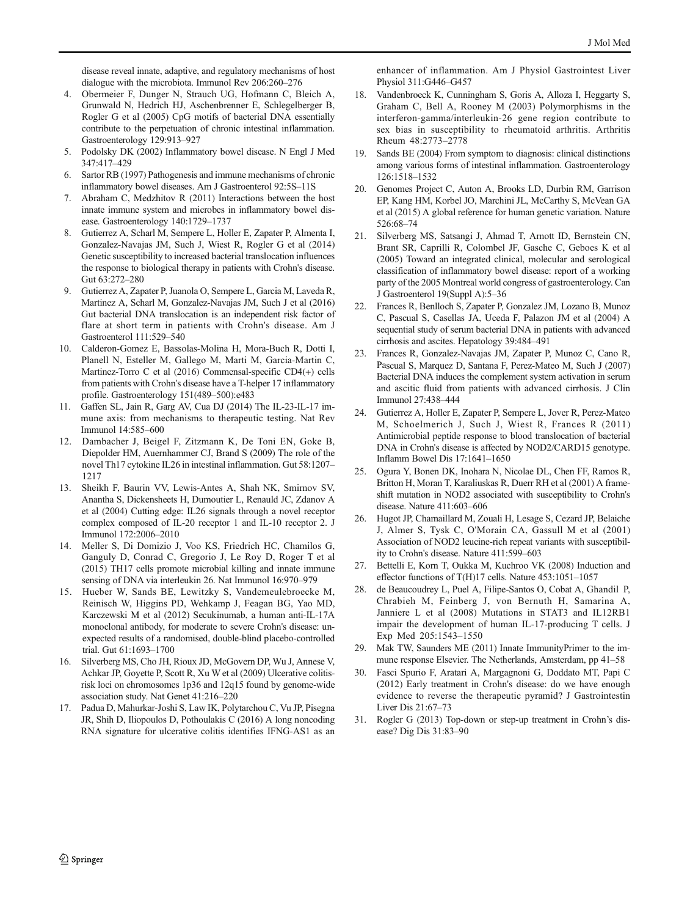disease reveal innate, adaptive, and regulatory mechanisms of host dialogue with the microbiota. Immunol Rev 206:260–276

4. Obermeier F, Dunger N, Strauch UG, Hofmann C, Bleich A, Grunwald N, Hedrich HJ, Aschenbrenner E, Schlegelberger B, Rogler G et al (2005) CpG motifs of bacterial DNA essentially contribute to the perpetuation of chronic intestinal inflammation. Gastroenterology 129:913–927
5. Podolsky DK (2002) Inflammatory bowel disease. N Engl J Med 347:417–429
6. Sartor RB (1997) Pathogenesis and immune mechanisms of chronic inflammatory bowel diseases. Am J Gastroenterol 92:5S–11S
7. Abraham C, Medzhitov R (2011) Interactions between the host innate immune system and microbes in inflammatory bowel disease. Gastroenterology 140:1729–1737
8. Gutierrez A, Scharl M, Sempere L, Holler E, Zapater P, Almenta I, Gonzalez-Navajas JM, Such J, Wiest R, Rogler G et al (2014) Genetic susceptibility to increased bacterial translocation influences the response to biological therapy in patients with Crohn's disease. Gut 63:272–280
9. Gutierrez A, Zapater P, Juanola O, Sempere L, Garcia M, Laveda R, Martinez A, Scharl M, Gonzalez-Navajas JM, Such J et al (2016) Gut bacterial DNA translocation is an independent risk factor of flare at short term in patients with Crohn's disease. Am J Gastroenterol 111:529–540
10. Calderon-Gomez E, Bassolas-Molina H, Mora-Buch R, Dotti I, Planell N, Esteller M, Gallego M, Marti M, Garcia-Martin C, Martinez-Torro C et al (2016) Commensal-specific CD4(+) cells from patients with Crohn's disease have a T-helper 17 inflammatory profile. Gastroenterology 151(489–500):e483
11. Gaffen SL, Jain R, Garg AV, Cua DJ (2014) The IL-23-IL-17 immune axis: from mechanisms to therapeutic testing. Nat Rev Immunol 14:585–600
12. Dambacher J, Beigel F, Zitzmann K, De Toni EN, Goke B, Diepolder HM, Auernhammer CJ, Brand S (2009) The role of the novel Th17 cytokine IL26 in intestinal inflammation. Gut 58:1207–1217
13. Sheikh F, Baurin VV, Lewis-Antes A, Shah NK, Smirnov SV, Anantha S, Dickensheets H, Dumoutier L, Renauld JC, Zdanov A et al (2004) Cutting edge: IL26 signals through a novel receptor complex composed of IL-20 receptor 1 and IL-10 receptor 2. J Immunol 172:2006–2010
14. Meller S, Di Domizio J, Voo KS, Friedrich HC, Chamilos G, Ganguly D, Conrad C, Gregorio J, Le Roy D, Roger T et al (2015) TH17 cells promote microbial killing and innate immune sensing of DNA via interleukin 26. Nat Immunol 16:970–979
15. Hueber W, Sands BE, Lewitzky S, Vandemeulebroecke M, Reinisch W, Higgins PD, Wehkamp J, Feagan BG, Yao MD, Karczewski M et al (2012) Secukinumab, a human anti-IL-17A monoclonal antibody, for moderate to severe Crohn's disease: unexpected results of a randomised, double-blind placebo-controlled trial. Gut 61:1693–1700
16. Silverberg MS, Cho JH, Rioux JD, McGovern DP, Wu J, Annese V, Achkar JP, Goyette P, Scott R, Xu W et al (2009) Ulcerative colitis-risk loci on chromosomes 1p36 and 12q15 found by genome-wide association study. Nat Genet 41:216–220
17. Padua D, Mahurkar-Joshi S, Law IK, Polytarchou C, Vu JP, Pisegna JR, Shih D, Iliopoulos D, Pothoulakis C (2016) A long noncoding RNA signature for ulcerative colitis identifies IFNG-AS1 as an enhancer of inflammation. Am J Physiol Gastrointest Liver Physiol 311:G446–G457
18. Vandenbroeck K, Cunningham S, Goris A, Alloza I, Heggarty S, Graham C, Bell A, Rooney M (2003) Polymorphisms in the interferon-gamma/interleukin-26 gene region contribute to sex bias in susceptibility to rheumatoid arthritis. Arthritis Rheum 48:2773–2778
19. Sands BE (2004) From symptom to diagnosis: clinical distinctions among various forms of intestinal inflammation. Gastroenterology 126:1518–1532
20. Genomes Project C, Auton A, Brooks LD, Durbin RM, Garrison EP, Kang HM, Korbel JO, Marchini JL, McCarthy S, McVean GA et al (2015) A global reference for human genetic variation. Nature 526:68–74
21. Silverberg MS, Satsangi J, Ahmad T, Arnott ID, Bernstein CN, Brant SR, Caprilli R, Colombel JF, Gasche C, Geboes K et al (2005) Toward an integrated clinical, molecular and serological classification of inflammatory bowel disease: report of a working party of the 2005 Montreal world congress of gastroenterology. Can J Gastroenterol 19(Suppl A):5–36
22. Frances R, Benlloch S, Zapater P, Gonzalez JM, Lozano B, Munoz C, Pascual S, Casellas JA, Uceda F, Palazon JM et al (2004) A sequential study of serum bacterial DNA in patients with advanced cirrhosis and ascites. Hepatology 39:484–491
23. Frances R, Gonzalez-Navajas JM, Zapater P, Munoz C, Cano R, Pascual S, Marquez D, Santana F, Perez-Mateo M, Such J (2007) Bacterial DNA induces the complement system activation in serum and ascitic fluid from patients with advanced cirrhosis. J Clin Immunol 27:438–444
24. Gutierrez A, Holler E, Zapater P, Sempere L, Jover R, Perez-Mateo M, Schoelmerich J, Such J, Wiest R, Frances R (2011) Antimicrobial peptide response to blood translocation of bacterial DNA in Crohn's disease is affected by NOD2/CARD15 genotype. Inflamm Bowel Dis 17:1641–1650
25. Ogura Y, Bonen DK, Inohara N, Nicolae DL, Chen FF, Ramos R, Britton H, Moran T, Karaliuskas R, Duerr RH et al (2001) A frameshift mutation in NOD2 associated with susceptibility to Crohn's disease. Nature 411:603–606
26. Hugot JP, Chamaillard M, Zouali H, Lesage S, Cezard JP, Belaiche J, Almer S, Tysk C, O'Morain CA, Gassull M et al (2001) Association of NOD2 leucine-rich repeat variants with susceptibility to Crohn's disease. Nature 411:599–603
27. Bettelli E, Korn T, Oukka M, Kuchroo VK (2008) Induction and effector functions of T(H)17 cells. Nature 453:1051–1057
28. de Beaucoudrey L, Puel A, Filipe-Santos O, Cobat A, Ghandil P, Chrabieh M, Feinberg J, von Bernuth H, Samarina A, Janniere L et al (2008) Mutations in STAT3 and IL12RB1 impair the development of human IL-17-producing T cells. J Exp Med 205:1543–1550
29. Mak TW, Saunders ME (2011) Innate ImmunityPrimer to the immune response Elsevier. The Netherlands, Amsterdam, pp 41–58
30. Fasci Spurio F, Aratari A, Margagnoni G, Doddato MT, Papi C (2012) Early treatment in Crohn's disease: do we have enough evidence to reverse the therapeutic pyramid? J Gastrointestin Liver Dis 21:67–73
31. Rogler G (2013) Top-down or step-up treatment in Crohn's disease? Dig Dis 31:83–90